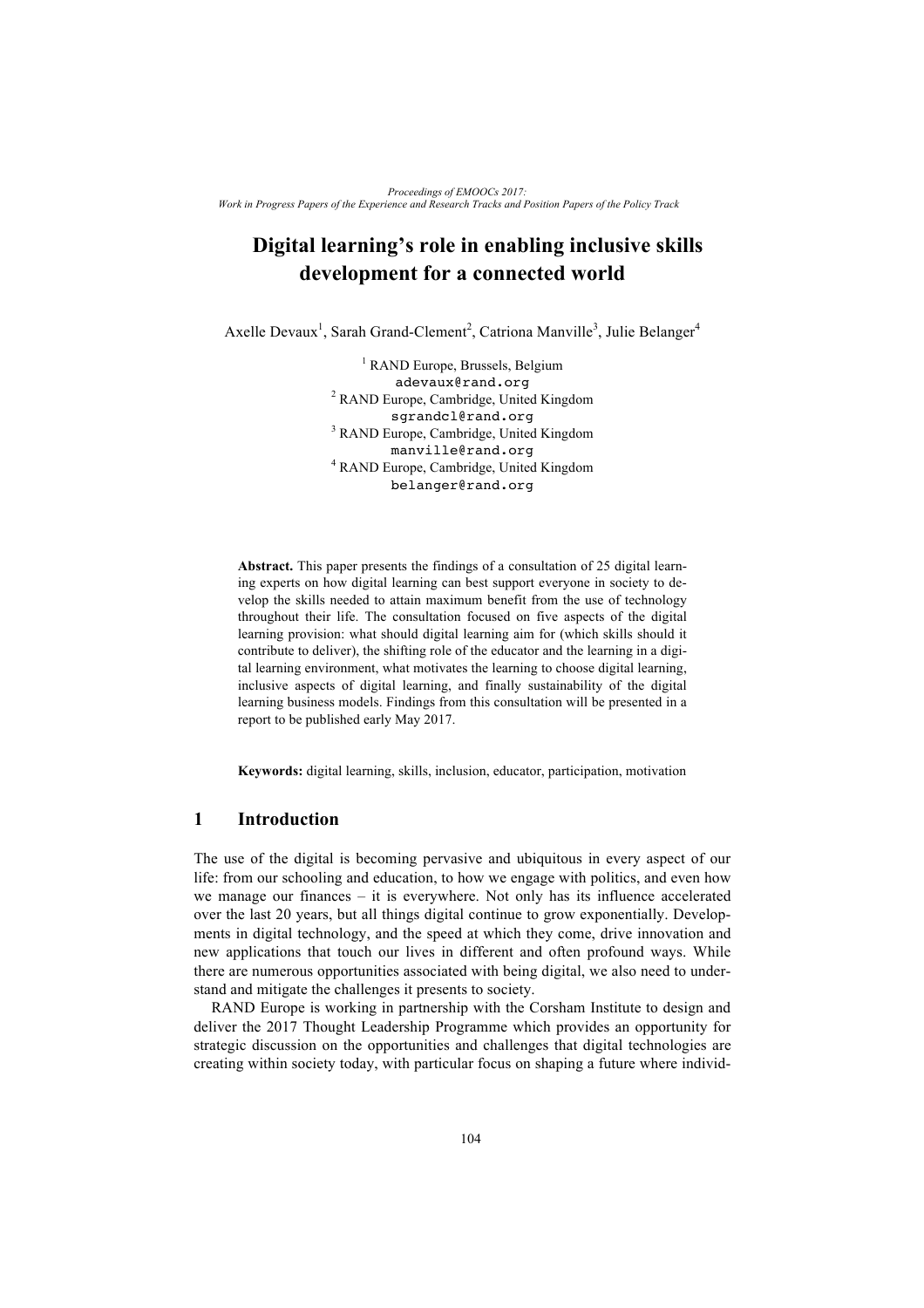# Digital learning's role in enabling inclusive skills development for a connected world

Axelle Devaux[1], Sarah Grand-Clement[2], Catriona Manville[3], Julie Belanger[4]

[1] RAND Europe, Brussels, Belgium
adevaux@rand.org
[2] RAND Europe, Cambridge, United Kingdom
sgrandcl@rand.org
[3] RAND Europe, Cambridge, United Kingdom
manville@rand.org
[4] RAND Europe, Cambridge, United Kingdom
belanger@rand.org

**Abstract.** This paper presents the findings of a consultation of 25 digital learning experts on how digital learning can best support everyone in society to develop the skills needed to attain maximum benefit from the use of technology throughout their life. The consultation focused on five aspects of the digital learning provision: what should digital learning aim for (which skills should it contribute to deliver), the shifting role of the educator and the learning in a digital learning environment, what motivates the learning to choose digital learning, inclusive aspects of digital learning, and finally sustainability of the digital learning business models. Findings from this consultation will be presented in a report to be published early May 2017.

**Keywords:** digital learning, skills, inclusion, educator, participation, motivation

## 1 Introduction

The use of the digital is becoming pervasive and ubiquitous in every aspect of our life: from our schooling and education, to how we engage with politics, and even how we manage our finances – it is everywhere. Not only has its influence accelerated over the last 20 years, but all things digital continue to grow exponentially. Developments in digital technology, and the speed at which they come, drive innovation and new applications that touch our lives in different and often profound ways. While there are numerous opportunities associated with being digital, we also need to understand and mitigate the challenges it presents to society.

RAND Europe is working in partnership with the Corsham Institute to design and deliver the 2017 Thought Leadership Programme which provides an opportunity for strategic discussion on the opportunities and challenges that digital technologies are creating within society today, with particular focus on shaping a future where individ-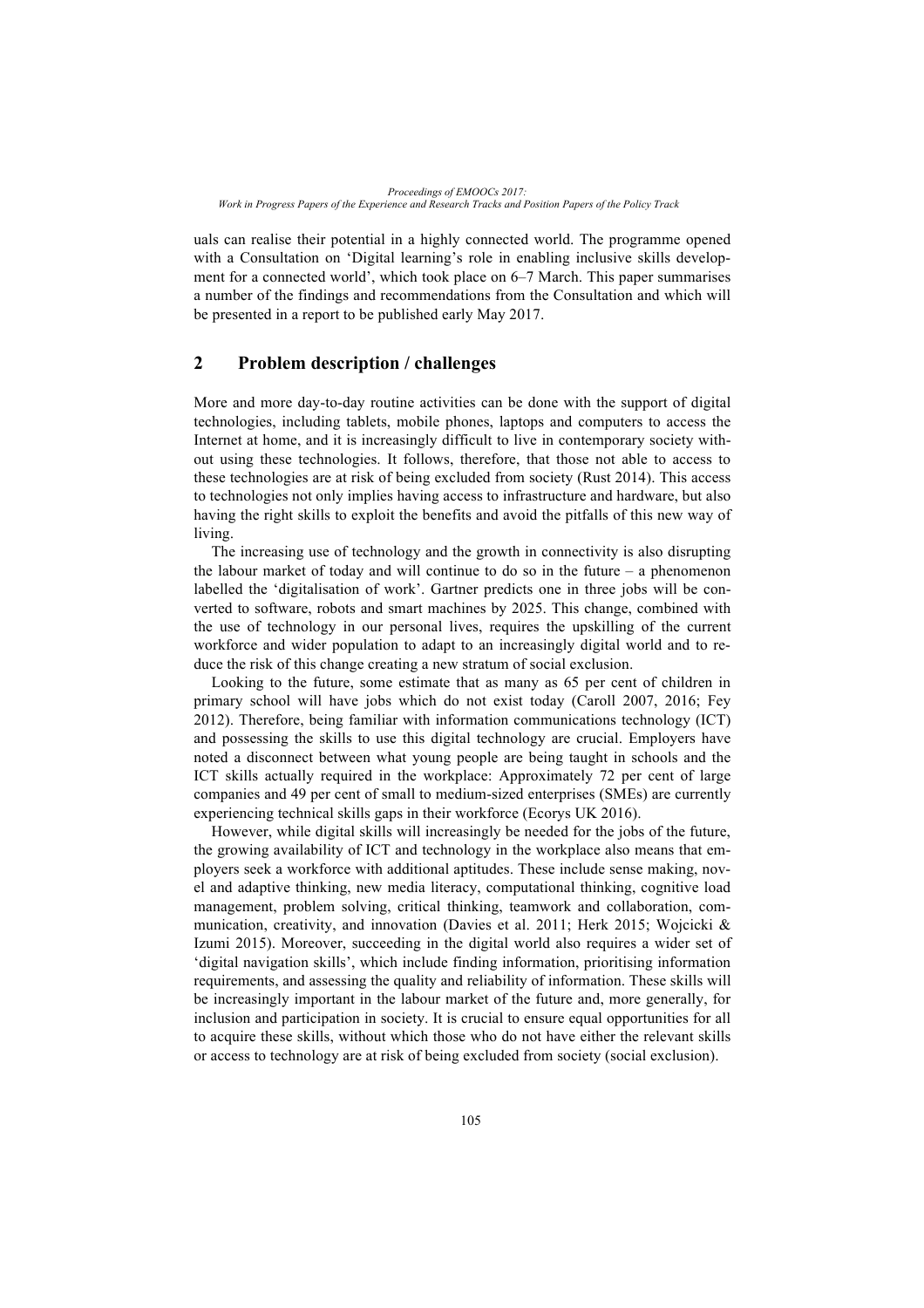uals can realise their potential in a highly connected world. The programme opened with a Consultation on 'Digital learning's role in enabling inclusive skills development for a connected world', which took place on 6–7 March. This paper summarises a number of the findings and recommendations from the Consultation and which will be presented in a report to be published early May 2017.

## 2 Problem description / challenges

More and more day-to-day routine activities can be done with the support of digital technologies, including tablets, mobile phones, laptops and computers to access the Internet at home, and it is increasingly difficult to live in contemporary society without using these technologies. It follows, therefore, that those not able to access to these technologies are at risk of being excluded from society (Rust 2014). This access to technologies not only implies having access to infrastructure and hardware, but also having the right skills to exploit the benefits and avoid the pitfalls of this new way of living.

The increasing use of technology and the growth in connectivity is also disrupting the labour market of today and will continue to do so in the future – a phenomenon labelled the 'digitalisation of work'. Gartner predicts one in three jobs will be converted to software, robots and smart machines by 2025. This change, combined with the use of technology in our personal lives, requires the upskilling of the current workforce and wider population to adapt to an increasingly digital world and to reduce the risk of this change creating a new stratum of social exclusion.

Looking to the future, some estimate that as many as 65 per cent of children in primary school will have jobs which do not exist today (Caroll 2007, 2016; Fey 2012). Therefore, being familiar with information communications technology (ICT) and possessing the skills to use this digital technology are crucial. Employers have noted a disconnect between what young people are being taught in schools and the ICT skills actually required in the workplace: Approximately 72 per cent of large companies and 49 per cent of small to medium-sized enterprises (SMEs) are currently experiencing technical skills gaps in their workforce (Ecorys UK 2016).

However, while digital skills will increasingly be needed for the jobs of the future, the growing availability of ICT and technology in the workplace also means that employers seek a workforce with additional aptitudes. These include sense making, novel and adaptive thinking, new media literacy, computational thinking, cognitive load management, problem solving, critical thinking, teamwork and collaboration, communication, creativity, and innovation (Davies et al. 2011; Herk 2015; Wojcicki & Izumi 2015). Moreover, succeeding in the digital world also requires a wider set of 'digital navigation skills', which include finding information, prioritising information requirements, and assessing the quality and reliability of information. These skills will be increasingly important in the labour market of the future and, more generally, for inclusion and participation in society. It is crucial to ensure equal opportunities for all to acquire these skills, without which those who do not have either the relevant skills or access to technology are at risk of being excluded from society (social exclusion).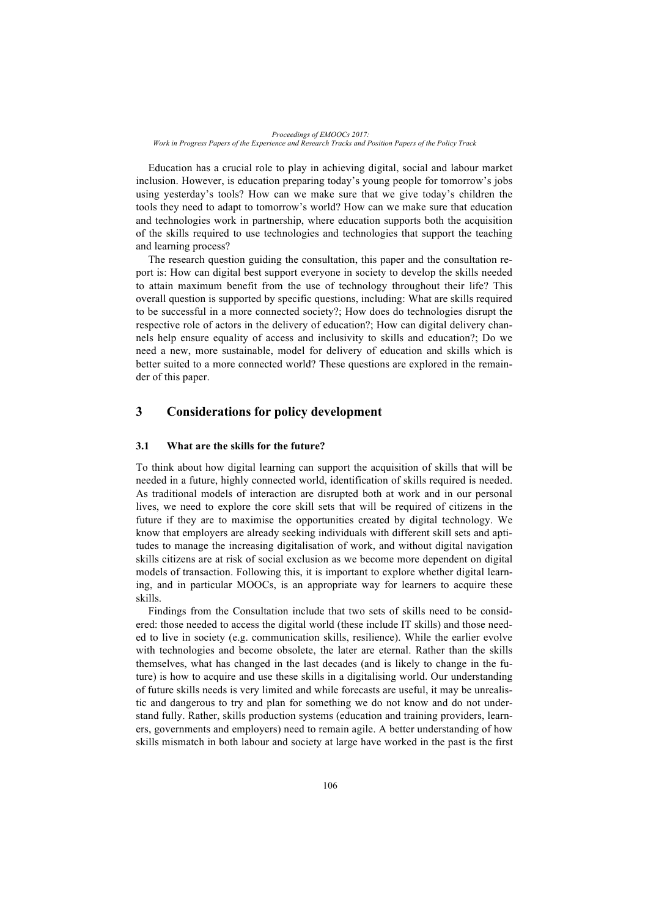Education has a crucial role to play in achieving digital, social and labour market inclusion. However, is education preparing today's young people for tomorrow's jobs using yesterday's tools? How can we make sure that we give today's children the tools they need to adapt to tomorrow's world? How can we make sure that education and technologies work in partnership, where education supports both the acquisition of the skills required to use technologies and technologies that support the teaching and learning process?

The research question guiding the consultation, this paper and the consultation report is: How can digital best support everyone in society to develop the skills needed to attain maximum benefit from the use of technology throughout their life? This overall question is supported by specific questions, including: What are skills required to be successful in a more connected society?; How does do technologies disrupt the respective role of actors in the delivery of education?; How can digital delivery channels help ensure equality of access and inclusivity to skills and education?; Do we need a new, more sustainable, model for delivery of education and skills which is better suited to a more connected world? These questions are explored in the remainder of this paper.

## 3 Considerations for policy development

### 3.1 What are the skills for the future?

To think about how digital learning can support the acquisition of skills that will be needed in a future, highly connected world, identification of skills required is needed. As traditional models of interaction are disrupted both at work and in our personal lives, we need to explore the core skill sets that will be required of citizens in the future if they are to maximise the opportunities created by digital technology. We know that employers are already seeking individuals with different skill sets and aptitudes to manage the increasing digitalisation of work, and without digital navigation skills citizens are at risk of social exclusion as we become more dependent on digital models of transaction. Following this, it is important to explore whether digital learning, and in particular MOOCs, is an appropriate way for learners to acquire these skills.

Findings from the Consultation include that two sets of skills need to be considered: those needed to access the digital world (these include IT skills) and those needed to live in society (e.g. communication skills, resilience). While the earlier evolve with technologies and become obsolete, the later are eternal. Rather than the skills themselves, what has changed in the last decades (and is likely to change in the future) is how to acquire and use these skills in a digitalising world. Our understanding of future skills needs is very limited and while forecasts are useful, it may be unrealistic and dangerous to try and plan for something we do not know and do not understand fully. Rather, skills production systems (education and training providers, learners, governments and employers) need to remain agile. A better understanding of how skills mismatch in both labour and society at large have worked in the past is the first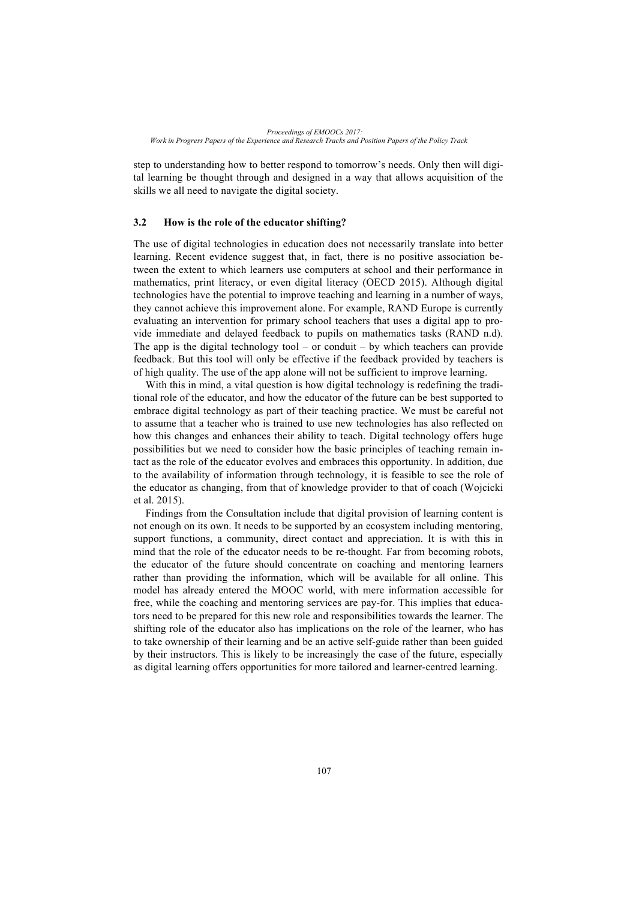step to understanding how to better respond to tomorrow's needs. Only then will digital learning be thought through and designed in a way that allows acquisition of the skills we all need to navigate the digital society.

### 3.2 How is the role of the educator shifting?

The use of digital technologies in education does not necessarily translate into better learning. Recent evidence suggest that, in fact, there is no positive association between the extent to which learners use computers at school and their performance in mathematics, print literacy, or even digital literacy (OECD 2015). Although digital technologies have the potential to improve teaching and learning in a number of ways, they cannot achieve this improvement alone. For example, RAND Europe is currently evaluating an intervention for primary school teachers that uses a digital app to provide immediate and delayed feedback to pupils on mathematics tasks (RAND n.d). The app is the digital technology tool – or conduit – by which teachers can provide feedback. But this tool will only be effective if the feedback provided by teachers is of high quality. The use of the app alone will not be sufficient to improve learning.

With this in mind, a vital question is how digital technology is redefining the traditional role of the educator, and how the educator of the future can be best supported to embrace digital technology as part of their teaching practice. We must be careful not to assume that a teacher who is trained to use new technologies has also reflected on how this changes and enhances their ability to teach. Digital technology offers huge possibilities but we need to consider how the basic principles of teaching remain intact as the role of the educator evolves and embraces this opportunity. In addition, due to the availability of information through technology, it is feasible to see the role of the educator as changing, from that of knowledge provider to that of coach (Wojcicki et al. 2015).

Findings from the Consultation include that digital provision of learning content is not enough on its own. It needs to be supported by an ecosystem including mentoring, support functions, a community, direct contact and appreciation. It is with this in mind that the role of the educator needs to be re-thought. Far from becoming robots, the educator of the future should concentrate on coaching and mentoring learners rather than providing the information, which will be available for all online. This model has already entered the MOOC world, with mere information accessible for free, while the coaching and mentoring services are pay-for. This implies that educators need to be prepared for this new role and responsibilities towards the learner. The shifting role of the educator also has implications on the role of the learner, who has to take ownership of their learning and be an active self-guide rather than been guided by their instructors. This is likely to be increasingly the case of the future, especially as digital learning offers opportunities for more tailored and learner-centred learning.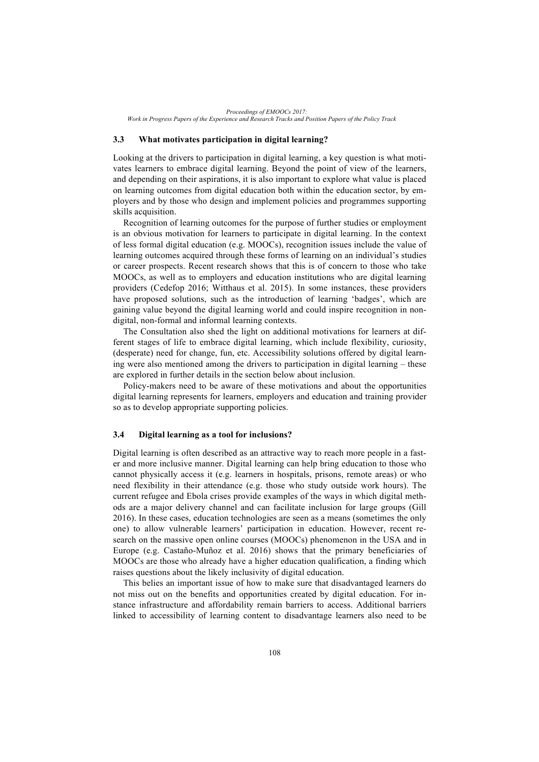### 3.3 What motivates participation in digital learning?

Looking at the drivers to participation in digital learning, a key question is what motivates learners to embrace digital learning. Beyond the point of view of the learners, and depending on their aspirations, it is also important to explore what value is placed on learning outcomes from digital education both within the education sector, by employers and by those who design and implement policies and programmes supporting skills acquisition.

Recognition of learning outcomes for the purpose of further studies or employment is an obvious motivation for learners to participate in digital learning. In the context of less formal digital education (e.g. MOOCs), recognition issues include the value of learning outcomes acquired through these forms of learning on an individual's studies or career prospects. Recent research shows that this is of concern to those who take MOOCs, as well as to employers and education institutions who are digital learning providers (Cedefop 2016; Witthaus et al. 2015). In some instances, these providers have proposed solutions, such as the introduction of learning 'badges', which are gaining value beyond the digital learning world and could inspire recognition in non-digital, non-formal and informal learning contexts.

The Consultation also shed the light on additional motivations for learners at different stages of life to embrace digital learning, which include flexibility, curiosity, (desperate) need for change, fun, etc. Accessibility solutions offered by digital learning were also mentioned among the drivers to participation in digital learning – these are explored in further details in the section below about inclusion.

Policy-makers need to be aware of these motivations and about the opportunities digital learning represents for learners, employers and education and training provider so as to develop appropriate supporting policies.

### 3.4 Digital learning as a tool for inclusions?

Digital learning is often described as an attractive way to reach more people in a faster and more inclusive manner. Digital learning can help bring education to those who cannot physically access it (e.g. learners in hospitals, prisons, remote areas) or who need flexibility in their attendance (e.g. those who study outside work hours). The current refugee and Ebola crises provide examples of the ways in which digital methods are a major delivery channel and can facilitate inclusion for large groups (Gill 2016). In these cases, education technologies are seen as a means (sometimes the only one) to allow vulnerable learners' participation in education. However, recent research on the massive open online courses (MOOCs) phenomenon in the USA and in Europe (e.g. Castaño-Muñoz et al. 2016) shows that the primary beneficiaries of MOOCs are those who already have a higher education qualification, a finding which raises questions about the likely inclusivity of digital education.

This belies an important issue of how to make sure that disadvantaged learners do not miss out on the benefits and opportunities created by digital education. For instance infrastructure and affordability remain barriers to access. Additional barriers linked to accessibility of learning content to disadvantage learners also need to be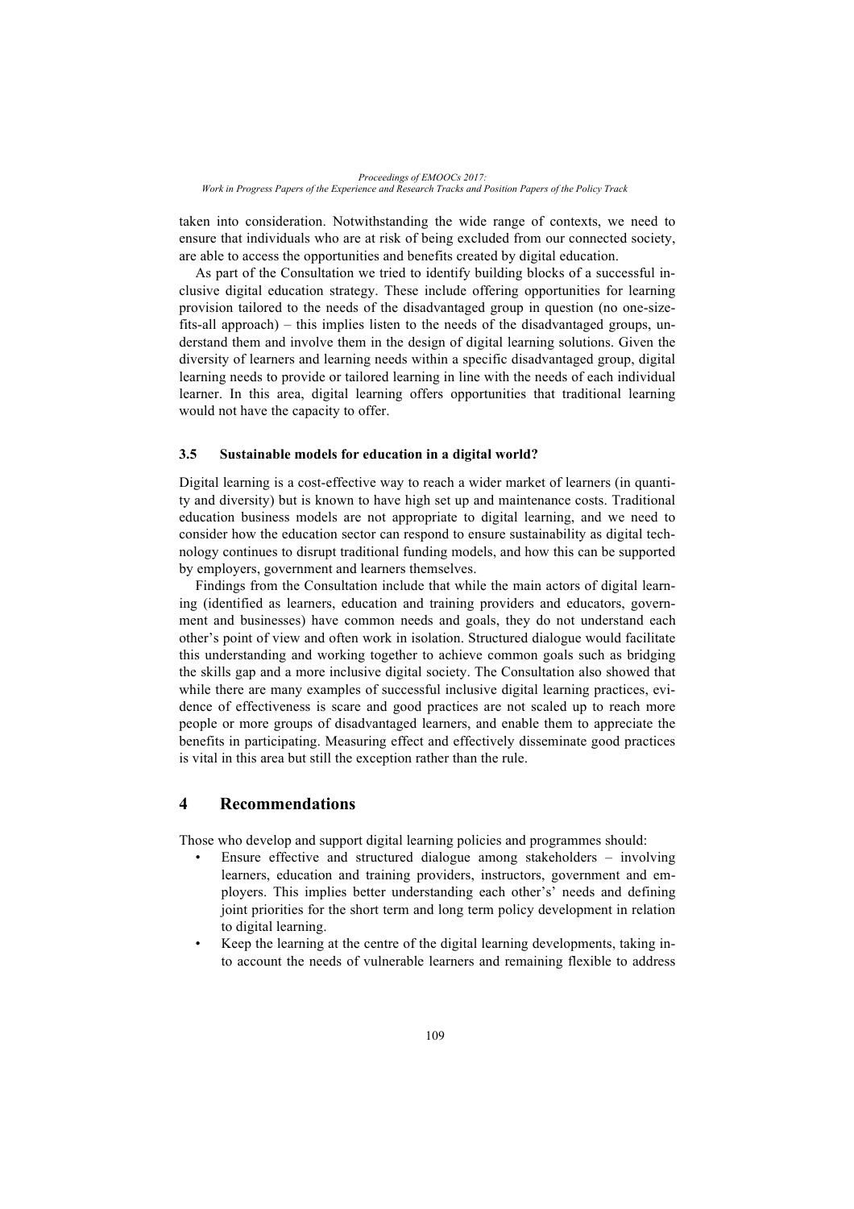taken into consideration. Notwithstanding the wide range of contexts, we need to ensure that individuals who are at risk of being excluded from our connected society, are able to access the opportunities and benefits created by digital education.

As part of the Consultation we tried to identify building blocks of a successful inclusive digital education strategy. These include offering opportunities for learning provision tailored to the needs of the disadvantaged group in question (no one-size-fits-all approach) – this implies listen to the needs of the disadvantaged groups, understand them and involve them in the design of digital learning solutions. Given the diversity of learners and learning needs within a specific disadvantaged group, digital learning needs to provide or tailored learning in line with the needs of each individual learner. In this area, digital learning offers opportunities that traditional learning would not have the capacity to offer.

### 3.5 Sustainable models for education in a digital world?

Digital learning is a cost-effective way to reach a wider market of learners (in quantity and diversity) but is known to have high set up and maintenance costs. Traditional education business models are not appropriate to digital learning, and we need to consider how the education sector can respond to ensure sustainability as digital technology continues to disrupt traditional funding models, and how this can be supported by employers, government and learners themselves.

Findings from the Consultation include that while the main actors of digital learning (identified as learners, education and training providers and educators, government and businesses) have common needs and goals, they do not understand each other's point of view and often work in isolation. Structured dialogue would facilitate this understanding and working together to achieve common goals such as bridging the skills gap and a more inclusive digital society. The Consultation also showed that while there are many examples of successful inclusive digital learning practices, evidence of effectiveness is scare and good practices are not scaled up to reach more people or more groups of disadvantaged learners, and enable them to appreciate the benefits in participating. Measuring effect and effectively disseminate good practices is vital in this area but still the exception rather than the rule.

## 4 Recommendations

Those who develop and support digital learning policies and programmes should:

- Ensure effective and structured dialogue among stakeholders – involving learners, education and training providers, instructors, government and employers. This implies better understanding each other's' needs and defining joint priorities for the short term and long term policy development in relation to digital learning.
- Keep the learning at the centre of the digital learning developments, taking into account the needs of vulnerable learners and remaining flexible to address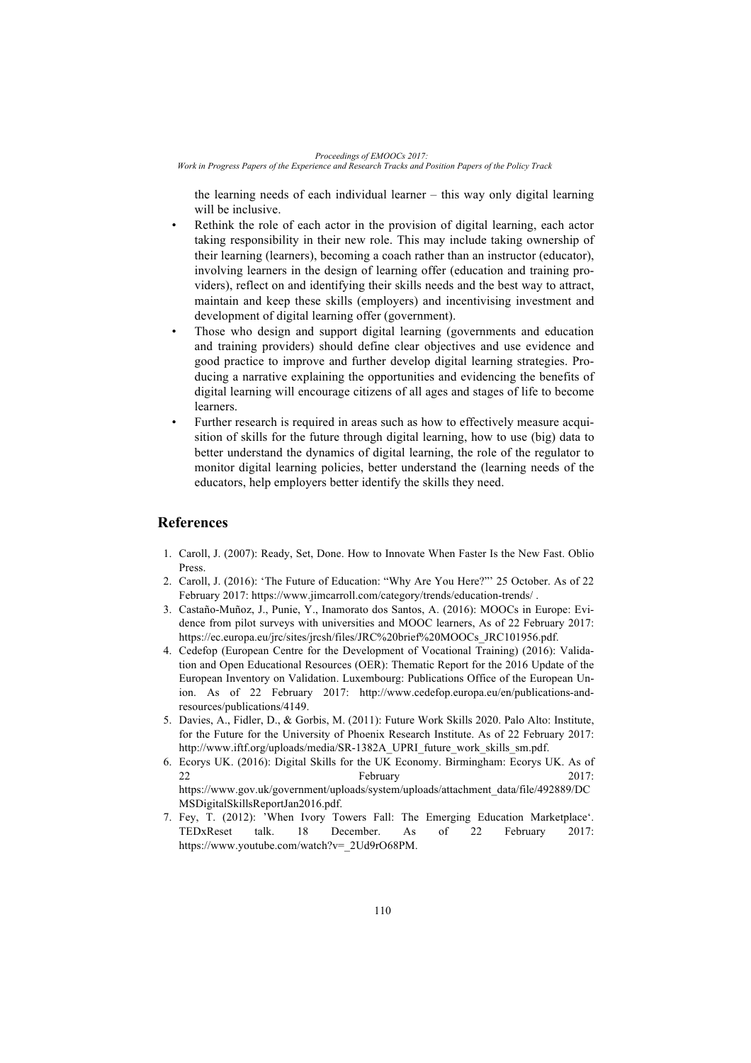the learning needs of each individual learner – this way only digital learning will be inclusive.

- Rethink the role of each actor in the provision of digital learning, each actor taking responsibility in their new role. This may include taking ownership of their learning (learners), becoming a coach rather than an instructor (educator), involving learners in the design of learning offer (education and training providers), reflect on and identifying their skills needs and the best way to attract, maintain and keep these skills (employers) and incentivising investment and development of digital learning offer (government).
- Those who design and support digital learning (governments and education and training providers) should define clear objectives and use evidence and good practice to improve and further develop digital learning strategies. Producing a narrative explaining the opportunities and evidencing the benefits of digital learning will encourage citizens of all ages and stages of life to become learners.
- Further research is required in areas such as how to effectively measure acquisition of skills for the future through digital learning, how to use (big) data to better understand the dynamics of digital learning, the role of the regulator to monitor digital learning policies, better understand the (learning needs of the educators, help employers better identify the skills they need.

## References

1. Caroll, J. (2007): Ready, Set, Done. How to Innovate When Faster Is the New Fast. Oblio Press.
2. Caroll, J. (2016): 'The Future of Education: "Why Are You Here?"' 25 October. As of 22 February 2017: https://www.jimcarroll.com/category/trends/education-trends/ .
3. Castaño-Muñoz, J., Punie, Y., Inamorato dos Santos, A. (2016): MOOCs in Europe: Evidence from pilot surveys with universities and MOOC learners, As of 22 February 2017: https://ec.europa.eu/jrc/sites/jrcsh/files/JRC%20brief%20MOOCs_JRC101956.pdf.
4. Cedefop (European Centre for the Development of Vocational Training) (2016): Validation and Open Educational Resources (OER): Thematic Report for the 2016 Update of the European Inventory on Validation. Luxembourg: Publications Office of the European Union. As of 22 February 2017: http://www.cedefop.europa.eu/en/publications-and-resources/publications/4149.
5. Davies, A., Fidler, D., & Gorbis, M. (2011): Future Work Skills 2020. Palo Alto: Institute, for the Future for the University of Phoenix Research Institute. As of 22 February 2017: http://www.iftf.org/uploads/media/SR-1382A_UPRI_future_work_skills_sm.pdf.
6. Ecorys UK. (2016): Digital Skills for the UK Economy. Birmingham: Ecorys UK. As of 22 February 2017: https://www.gov.uk/government/uploads/system/uploads/attachment_data/file/492889/DCMSDigitalSkillsReportJan2016.pdf.
7. Fey, T. (2012): 'When Ivory Towers Fall: The Emerging Education Marketplace'. TEDxReset talk. 18 December. As of 22 February 2017: https://www.youtube.com/watch?v=_2Ud9rO68PM.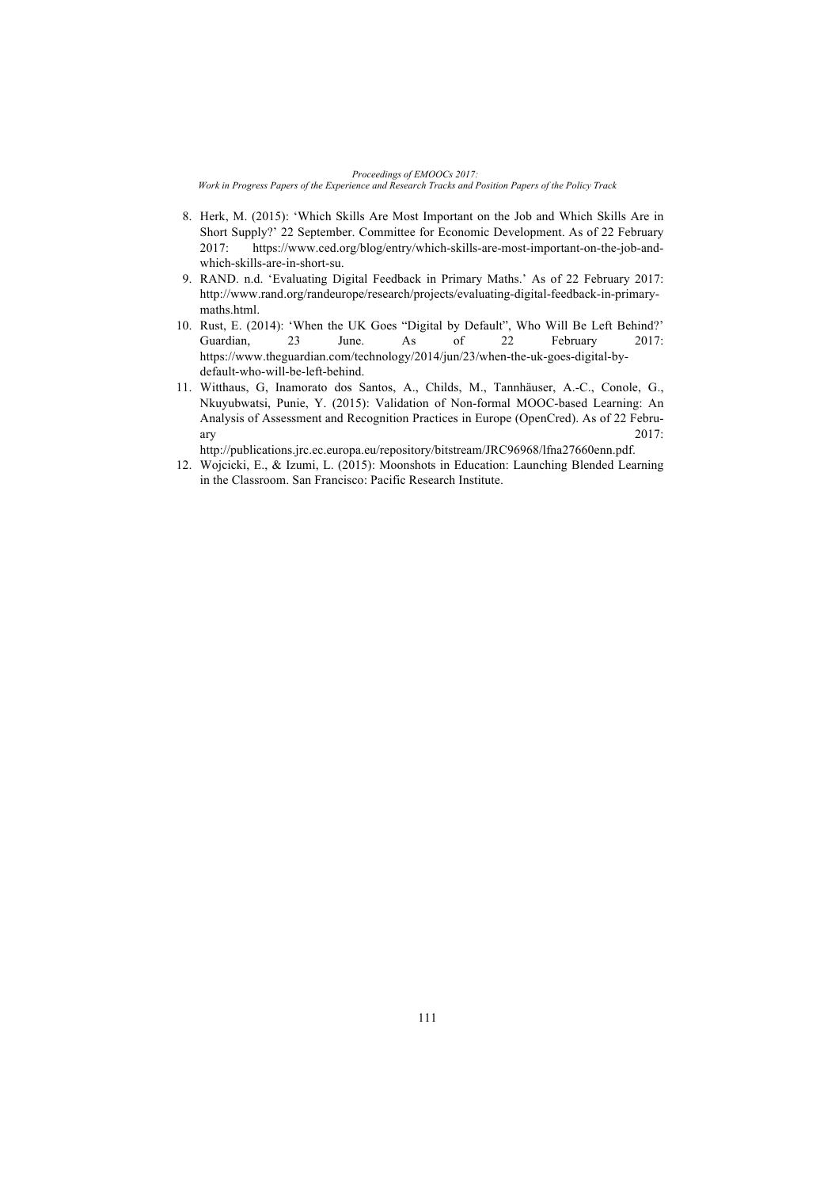8. Herk, M. (2015): 'Which Skills Are Most Important on the Job and Which Skills Are in Short Supply?' 22 September. Committee for Economic Development. As of 22 February 2017: https://www.ced.org/blog/entry/which-skills-are-most-important-on-the-job-and-which-skills-are-in-short-su.
9. RAND. n.d. 'Evaluating Digital Feedback in Primary Maths.' As of 22 February 2017: http://www.rand.org/randeurope/research/projects/evaluating-digital-feedback-in-primary-maths.html.
10. Rust, E. (2014): 'When the UK Goes "Digital by Default", Who Will Be Left Behind?' Guardian, 23 June. As of 22 February 2017: https://www.theguardian.com/technology/2014/jun/23/when-the-uk-goes-digital-by-default-who-will-be-left-behind.
11. Witthaus, G, Inamorato dos Santos, A., Childs, M., Tannhäuser, A.-C., Conole, G., Nkuyubwatsi, Punie, Y. (2015): Validation of Non-formal MOOC-based Learning: An Analysis of Assessment and Recognition Practices in Europe (OpenCred). As of 22 February 2017: http://publications.jrc.ec.europa.eu/repository/bitstream/JRC96968/lfna27660enn.pdf.
12. Wojcicki, E., & Izumi, L. (2015): Moonshots in Education: Launching Blended Learning in the Classroom. San Francisco: Pacific Research Institute.